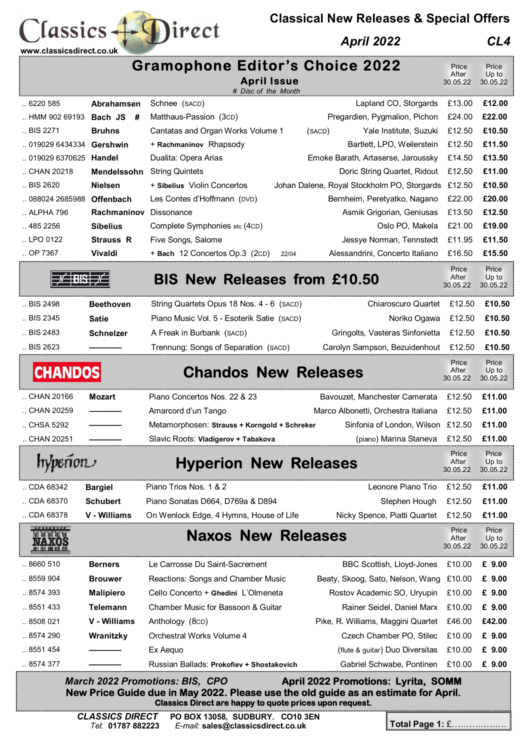# Classics Direct

www.classicsdirect.co.uk

**Classical New Releases & Special Offers**

*April 2022* *CL4*

## Gramophone Editor's Choice 2022

**April Issue**

*# Disc of the Month*

| Cat. No. | Composer | Work | Performers | Price After 30.05.22 | Price Up to 30.05.22 |
|---|---|---|---|---|---|
| .. 6220 585 | **Abrahamsen** | Schnee (SACD) | Lapland CO, Storgards | £13.00 | **£12.00** |
| .. HMM 902 69193 | **Bach JS #** | Matthaus-Passion (3CD) | Pregardien, Pygmalion, Pichon | £24.00 | **£22.00** |
| .. BIS 2271 | **Bruhns** | Cantatas and Organ Works Volume 1 (SACD) | Yale Institute, Suzuki | £12.50 | **£10.50** |
| .. 019029 6434334 | **Gershwin** | + **Rachmaninov** Rhapsody | Bartlett, LPO, Weilerstein | £12.50 | **£11.50** |
| .. 019029 6370625 | **Handel** | Dualita: Opera Arias | Emoke Barath, Artaserse, Jaroussky | £14.50 | **£13.50** |
| .. CHAN 20218 | **Mendelssohn** | String Quintets | Doric String Quartet, Ridout | £12.50 | **£11.00** |
| .. BIS 2620 | **Nielsen** | + **Sibelius** Violin Concertos | Johan Dalene, Royal Stockholm PO, Storgards | £12.50 | **£10.50** |
| .. 088024 2685988 | **Offenbach** | Les Contes d'Hoffmann (DVD) | Bernheim, Peretyatko, Nagano | £22.00 | **£20.00** |
| .. ALPHA 796 | **Rachmaninov** | Dissonance | Asmik Grigorian, Geniusas | £13.50 | **£12.50** |
| .. 485 2256 | **Sibelius** | Complete Symphonies etc (4CD) | Oslo PO, Makela | £21.00 | **£19.00** |
| .. LPO 0122 | **Strauss R** | Five Songs, Salome | Jessye Norman, Tennstedt | £11.95 | **£11.50** |
| .. OP 7367 | **Vivaldi** | + **Bach** 12 Concertos Op.3 (2CD) 22/04 | Alessandrini, Concerto Italiano | £16.50 | **£15.50** |

## BIS New Releases from £10.50

| Cat. No. | Composer | Work | Performers | Price After 30.05.22 | Price Up to 30.05.22 |
|---|---|---|---|---|---|
| .. BIS 2498 | **Beethoven** | String Quartets Opus 18 Nos. 4 - 6 (SACD) | Chiaroscuro Quartet | £12.50 | **£10.50** |
| .. BIS 2345 | **Satie** | Piano Music Vol. 5 - Esoterik Satie (SACD) | Noriko Ogawa | £12.50 | **£10.50** |
| .. BIS 2483 | **Schnelzer** | A Freak in Burbank (SACD) | Gringolts, Vasteras Sinfonietta | £12.50 | **£10.50** |
| .. BIS 2623 | ——— | Trennung: Songs of Separation (SACD) | Carolyn Sampson, Bezuidenhout | £12.50 | **£10.50** |

## Chandos New Releases

| Cat. No. | Composer | Work | Performers | Price After 30.05.22 | Price Up to 30.05.22 |
|---|---|---|---|---|---|
| .. CHAN 20166 | **Mozart** | Piano Concertos Nos. 22 & 23 | Bavouzet, Manchester Camerata | £12.50 | **£11.00** |
| .. CHAN 20259 | ——— | Amarcord d'un Tango | Marco Albonetti, Orchestra Italiana | £12.50 | **£11.00** |
| .. CHSA 5292 | ——— | Metamorphosen: **Strauss + Korngold + Schreker** | Sinfonia of London, Wilson | £12.50 | **£11.00** |
| .. CHAN 20251 | ——— | Slavic Roots: **Vladigerov + Tabakova** | (piano) Marina Staneva | £12.50 | **£11.00** |

## Hyperion New Releases

| Cat. No. | Composer | Work | Performers | Price After 30.05.22 | Price Up to 30.05.22 |
|---|---|---|---|---|---|
| .. CDA 68342 | **Bargiel** | Piano Trios Nos. 1 & 2 | Leonore Piano Trio | £12.50 | **£11.00** |
| .. CDA 68370 | **Schubert** | Piano Sonatas D664, D769a & D894 | Stephen Hough | £12.50 | **£11.00** |
| .. CDA 68378 | **V - Williams** | On Wenlock Edge, 4 Hymns, House of Life | Nicky Spence, Piatti Quartet | £12.50 | **£11.00** |

## Naxos New Releases

| Cat. No. | Composer | Work | Performers | Price After 30.05.22 | Price Up to 30.05.22 |
|---|---|---|---|---|---|
| .. 8660 510 | **Berners** | Le Carrosse Du Saint-Sacrement | BBC Scottish, Lloyd-Jones | £10.00 | **£ 9.00** |
| .. 8559 904 | **Brouwer** | Reactions: Songs and Chamber Music | Beaty, Skoog, Sato, Nelson, Wang | £10.00 | **£ 9.00** |
| .. 8574 393 | **Malipiero** | Cello Concerto + **Ghedini** L'Olmeneta | Rostov Academic SO, Uryupin | £10.00 | **£ 9.00** |
| .. 8551 433 | **Telemann** | Chamber Music for Bassoon & Guitar | Rainer Seidel, Daniel Marx | £10.00 | **£ 9.00** |
| .. 8508 021 | **V - Williams** | Anthology (8CD) | Pike, R. Williams, Maggini Quartet | £46.00 | **£42.00** |
| .. 8574 290 | **Wranitzky** | Orchestral Works Volume 4 | Czech Chamber PO, Stilec | £10.00 | **£ 9.00** |
| .. 8551 454 | ——— | Ex Aequo | (flute & guitar) Duo Diversitas | £10.00 | **£ 9.00** |
| .. 8574 377 | ——— | Russian Ballads: **Prokofiev + Shostakovich** | Gabriel Schwabe, Pontinen | £10.00 | **£ 9.00** |

***March 2022 Promotions: BIS, CPO*** **April 2022 Promotions: Lyrita, SOMM**

**New Price Guide due in May 2022. Please use the old guide as an estimate for April.**

**Classics Direct are happy to quote prices upon request.**

***CLASSICS DIRECT*** **PO BOX 13058, SUDBURY. CO10 3EN**

*Tel*: **01787 882223** *E-mail:* **sales@classicsdirect.co.uk**

**Total Page 1: £……………….**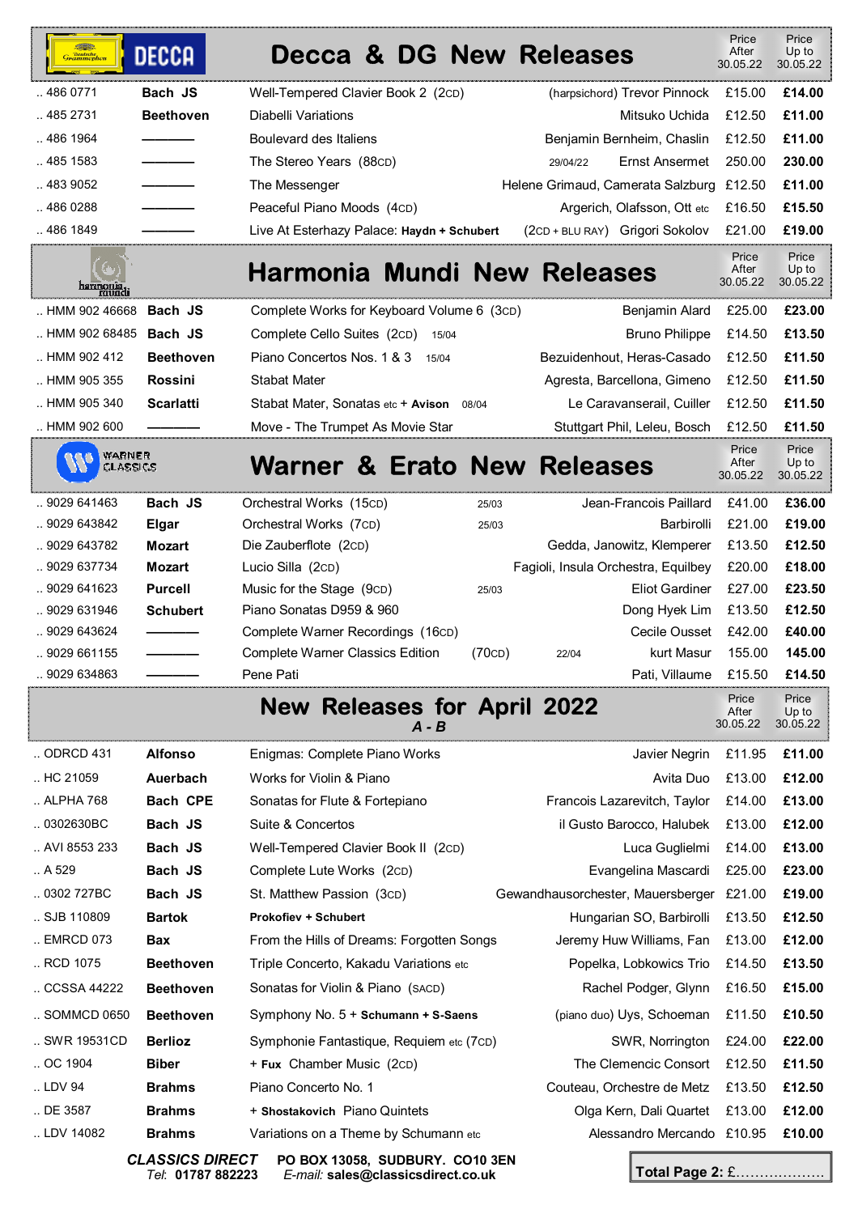## Decca & DG New Releases

| | | | | Price After 30.05.22 | Price Up to 30.05.22 |
|---|---|---|---|---|---|
| .. 486 0771 | **Bach JS** | Well-Tempered Clavier Book 2 (2CD) | (harpsichord) Trevor Pinnock | £15.00 | **£14.00** |
| .. 485 2731 | **Beethoven** | Diabelli Variations | Mitsuko Uchida | £12.50 | **£11.00** |
| .. 486 1964 | ——— | Boulevard des Italiens | Benjamin Bernheim, Chaslin | £12.50 | **£11.00** |
| .. 485 1583 | ——— | The Stereo Years (88CD) 29/04/22 | Ernst Ansermet | 250.00 | **230.00** |
| .. 483 9052 | ——— | The Messenger | Helene Grimaud, Camerata Salzburg | £12.50 | **£11.00** |
| .. 486 0288 | ——— | Peaceful Piano Moods (4CD) | Argerich, Olafsson, Ott etc | £16.50 | **£15.50** |
| .. 486 1849 | ——— | Live At Esterhazy Palace: **Haydn + Schubert** | (2CD + BLU RAY) Grigori Sokolov | £21.00 | **£19.00** |

## Harmonia Mundi New Releases

| | | | | Price After 30.05.22 | Price Up to 30.05.22 |
|---|---|---|---|---|---|
| .. HMM 902 46668 | **Bach JS** | Complete Works for Keyboard Volume 6 (3CD) | Benjamin Alard | £25.00 | **£23.00** |
| .. HMM 902 68485 | **Bach JS** | Complete Cello Suites (2CD) 15/04 | Bruno Philippe | £14.50 | **£13.50** |
| .. HMM 902 412 | **Beethoven** | Piano Concertos Nos. 1 & 3 15/04 | Bezuidenhout, Heras-Casado | £12.50 | **£11.50** |
| .. HMM 905 355 | **Rossini** | Stabat Mater | Agresta, Barcellona, Gimeno | £12.50 | **£11.50** |
| .. HMM 905 340 | **Scarlatti** | Stabat Mater, Sonatas etc + **Avison** 08/04 | Le Caravanserail, Cuiller | £12.50 | **£11.50** |
| .. HMM 902 600 | ——— | Move - The Trumpet As Movie Star | Stuttgart Phil, Leleu, Bosch | £12.50 | **£11.50** |

## Warner & Erato New Releases

| | | | | Price After 30.05.22 | Price Up to 30.05.22 |
|---|---|---|---|---|---|
| .. 9029 641463 | **Bach JS** | Orchestral Works (15CD) 25/03 | Jean-Francois Paillard | £41.00 | **£36.00** |
| .. 9029 643842 | **Elgar** | Orchestral Works (7CD) 25/03 | Barbirolli | £21.00 | **£19.00** |
| .. 9029 643782 | **Mozart** | Die Zauberflote (2CD) | Gedda, Janowitz, Klemperer | £13.50 | **£12.50** |
| .. 9029 637734 | **Mozart** | Lucio Silla (2CD) | Fagioli, Insula Orchestra, Equilbey | £20.00 | **£18.00** |
| .. 9029 641623 | **Purcell** | Music for the Stage (9CD) 25/03 | Eliot Gardiner | £27.00 | **£23.50** |
| .. 9029 631946 | **Schubert** | Piano Sonatas D959 & 960 | Dong Hyek Lim | £13.50 | **£12.50** |
| .. 9029 643624 | ——— | Complete Warner Recordings (16CD) | Cecile Ousset | £42.00 | **£40.00** |
| .. 9029 661155 | ——— | Complete Warner Classics Edition (70CD) 22/04 | kurt Masur | 155.00 | **145.00** |
| .. 9029 634863 | ——— | Pene Pati | Pati, Villaume | £15.50 | **£14.50** |

## New Releases for April 2022

*A - B*

| | | | | Price After 30.05.22 | Price Up to 30.05.22 |
|---|---|---|---|---|---|
| .. ODRCD 431 | **Alfonso** | Enigmas: Complete Piano Works | Javier Negrin | £11.95 | **£11.00** |
| .. HC 21059 | **Auerbach** | Works for Violin & Piano | Avita Duo | £13.00 | **£12.00** |
| .. ALPHA 768 | **Bach CPE** | Sonatas for Flute & Fortepiano | Francois Lazarevitch, Taylor | £14.00 | **£13.00** |
| .. 0302630BC | **Bach JS** | Suite & Concertos | il Gusto Barocco, Halubek | £13.00 | **£12.00** |
| .. AVI 8553 233 | **Bach JS** | Well-Tempered Clavier Book II (2CD) | Luca Guglielmi | £14.00 | **£13.00** |
| .. A 529 | **Bach JS** | Complete Lute Works (2CD) | Evangelina Mascardi | £25.00 | **£23.00** |
| .. 0302 727BC | **Bach JS** | St. Matthew Passion (3CD) | Gewandhausorchester, Mauersberger | £21.00 | **£19.00** |
| .. SJB 110809 | **Bartok** | **Prokofiev + Schubert** | Hungarian SO, Barbirolli | £13.50 | **£12.50** |
| .. EMRCD 073 | **Bax** | From the Hills of Dreams: Forgotten Songs | Jeremy Huw Williams, Fan | £13.00 | **£12.00** |
| .. RCD 1075 | **Beethoven** | Triple Concerto, Kakadu Variations etc | Popelka, Lobkowics Trio | £14.50 | **£13.50** |
| .. CCSSA 44222 | **Beethoven** | Sonatas for Violin & Piano (SACD) | Rachel Podger, Glynn | £16.50 | **£15.00** |
| .. SOMMCD 0650 | **Beethoven** | Symphony No. 5 + **Schumann + S-Saens** | (piano duo) Uys, Schoeman | £11.50 | **£10.50** |
| .. SWR 19531CD | **Berlioz** | Symphonie Fantastique, Requiem etc (7CD) | SWR, Norrington | £24.00 | **£22.00** |
| .. OC 1904 | **Biber** | + **Fux** Chamber Music (2CD) | The Clemencic Consort | £12.50 | **£11.50** |
| .. LDV 94 | **Brahms** | Piano Concerto No. 1 | Couteau, Orchestre de Metz | £13.50 | **£12.50** |
| .. DE 3587 | **Brahms** | + **Shostakovich** Piano Quintets | Olga Kern, Dali Quartet | £13.00 | **£12.00** |
| .. LDV 14082 | **Brahms** | Variations on a Theme by Schumann etc | Alessandro Mercando | £10.95 | **£10.00** |

***CLASSICS DIRECT*** PO BOX 13058, SUDBURY. CO10 3EN
*Tel*: **01787 882223** *E-mail:* **sales@classicsdirect.co.uk**

**Total Page 2:** £..................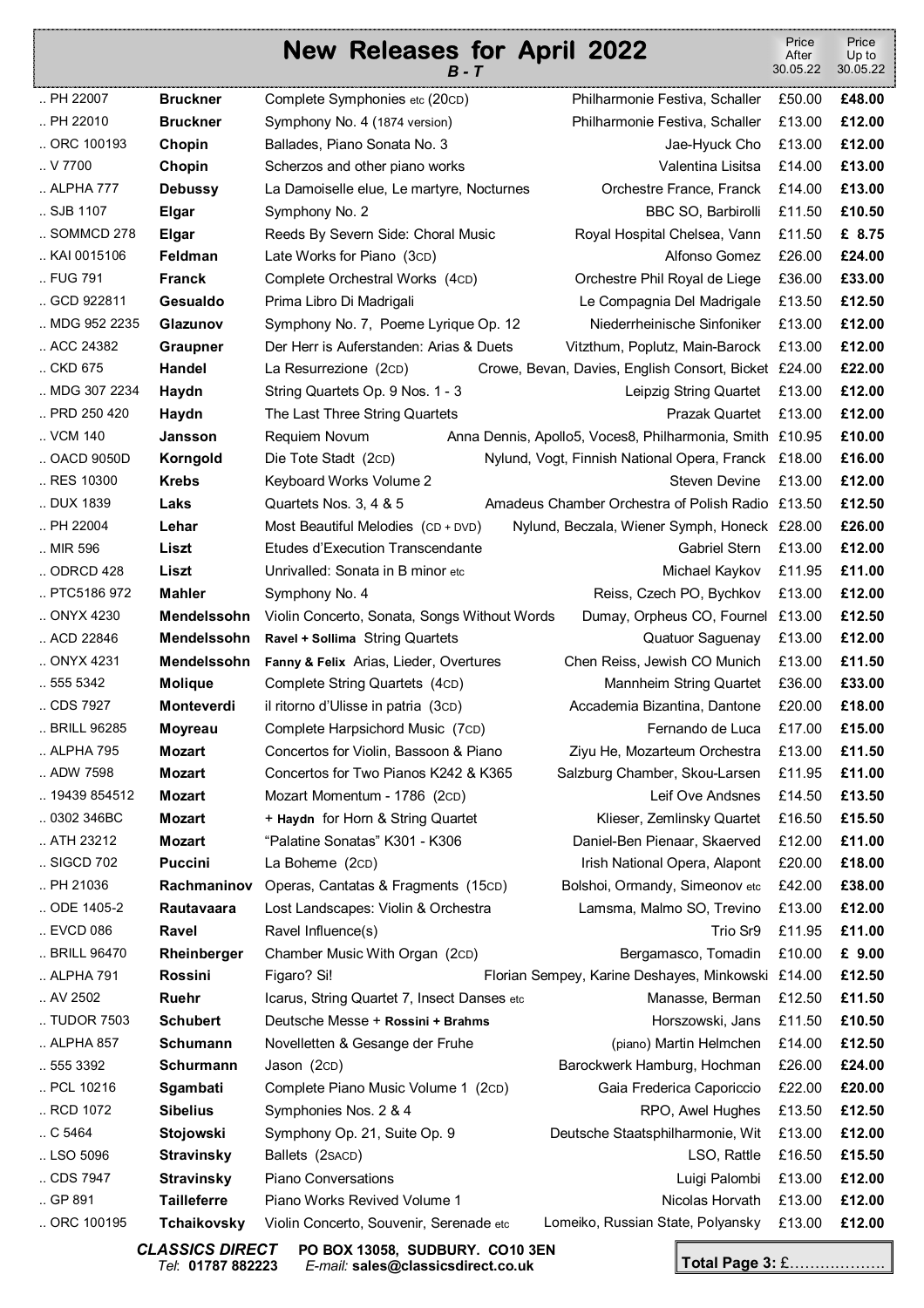# New Releases for April 2022

***B - T***

| Catalogue No. | Composer | Title | Artists | Price After 30.05.22 | Price Up to 30.05.22 |
|---|---|---|---|---|---|
| .. PH 22007 | **Bruckner** | Complete Symphonies etc (20CD) | Philharmonie Festiva, Schaller | £50.00 | **£48.00** |
| .. PH 22010 | **Bruckner** | Symphony No. 4 (1874 version) | Philharmonie Festiva, Schaller | £13.00 | **£12.00** |
| .. ORC 100193 | **Chopin** | Ballades, Piano Sonata No. 3 | Jae-Hyuck Cho | £13.00 | **£12.00** |
| .. V 7700 | **Chopin** | Scherzos and other piano works | Valentina Lisitsa | £14.00 | **£13.00** |
| .. ALPHA 777 | **Debussy** | La Damoiselle elue, Le martyre, Nocturnes | Orchestre France, Franck | £14.00 | **£13.00** |
| .. SJB 1107 | **Elgar** | Symphony No. 2 | BBC SO, Barbirolli | £11.50 | **£10.50** |
| .. SOMMCD 278 | **Elgar** | Reeds By Severn Side: Choral Music | Royal Hospital Chelsea, Vann | £11.50 | **£ 8.75** |
| .. KAI 0015106 | **Feldman** | Late Works for Piano (3CD) | Alfonso Gomez | £26.00 | **£24.00** |
| .. FUG 791 | **Franck** | Complete Orchestral Works (4CD) | Orchestre Phil Royal de Liege | £36.00 | **£33.00** |
| .. GCD 922811 | **Gesualdo** | Prima Libro Di Madrigali | Le Compagnia Del Madrigale | £13.50 | **£12.50** |
| .. MDG 952 2235 | **Glazunov** | Symphony No. 7, Poeme Lyrique Op. 12 | Niederrheinische Sinfoniker | £13.00 | **£12.00** |
| .. ACC 24382 | **Graupner** | Der Herr is Auferstanden: Arias & Duets | Vitzthum, Poplutz, Main-Barock | £13.00 | **£12.00** |
| .. CKD 675 | **Handel** | La Resurrezione (2CD) | Crowe, Bevan, Davies, English Consort, Bicket | £24.00 | **£22.00** |
| .. MDG 307 2234 | **Haydn** | String Quartets Op. 9 Nos. 1 - 3 | Leipzig String Quartet | £13.00 | **£12.00** |
| .. PRD 250 420 | **Haydn** | The Last Three String Quartets | Prazak Quartet | £13.00 | **£12.00** |
| .. VCM 140 | **Jansson** | Requiem Novum | Anna Dennis, Apollo5, Voces8, Philharmonia, Smith | £10.95 | **£10.00** |
| .. OACD 9050D | **Korngold** | Die Tote Stadt (2CD) | Nylund, Vogt, Finnish National Opera, Franck | £18.00 | **£16.00** |
| .. RES 10300 | **Krebs** | Keyboard Works Volume 2 | Steven Devine | £13.00 | **£12.00** |
| .. DUX 1839 | **Laks** | Quartets Nos. 3, 4 & 5 | Amadeus Chamber Orchestra of Polish Radio | £13.50 | **£12.50** |
| .. PH 22004 | **Lehar** | Most Beautiful Melodies (CD + DVD) | Nylund, Beczala, Wiener Symph, Honeck | £28.00 | **£26.00** |
| .. MIR 596 | **Liszt** | Etudes d'Execution Transcendante | Gabriel Stern | £13.00 | **£12.00** |
| .. ODRCD 428 | **Liszt** | Unrivalled: Sonata in B minor etc | Michael Kaykov | £11.95 | **£11.00** |
| .. PTC5186 972 | **Mahler** | Symphony No. 4 | Reiss, Czech PO, Bychkov | £13.00 | **£12.00** |
| .. ONYX 4230 | **Mendelssohn** | Violin Concerto, Sonata, Songs Without Words | Dumay, Orpheus CO, Fournel | £13.00 | **£12.50** |
| .. ACD 22846 | **Mendelssohn** | **Ravel + Sollima** String Quartets | Quatuor Saguenay | £13.00 | **£12.00** |
| .. ONYX 4231 | **Mendelssohn** | **Fanny & Felix** Arias, Lieder, Overtures | Chen Reiss, Jewish CO Munich | £13.00 | **£11.50** |
| .. 555 5342 | **Molique** | Complete String Quartets (4CD) | Mannheim String Quartet | £36.00 | **£33.00** |
| .. CDS 7927 | **Monteverdi** | il ritorno d'Ulisse in patria (3CD) | Accademia Bizantina, Dantone | £20.00 | **£18.00** |
| .. BRILL 96285 | **Moyreau** | Complete Harpsichord Music (7CD) | Fernando de Luca | £17.00 | **£15.00** |
| .. ALPHA 795 | **Mozart** | Concertos for Violin, Bassoon & Piano | Ziyu He, Mozarteum Orchestra | £13.00 | **£11.50** |
| .. ADW 7598 | **Mozart** | Concertos for Two Pianos K242 & K365 | Salzburg Chamber, Skou-Larsen | £11.95 | **£11.00** |
| .. 19439 854512 | **Mozart** | Mozart Momentum - 1786 (2CD) | Leif Ove Andsnes | £14.50 | **£13.50** |
| .. 0302 346BC | **Mozart** | + **Haydn** for Horn & String Quartet | Klieser, Zemlinsky Quartet | £16.50 | **£15.50** |
| .. ATH 23212 | **Mozart** | "Palatine Sonatas" K301 - K306 | Daniel-Ben Pienaar, Skaerved | £12.00 | **£11.00** |
| .. SIGCD 702 | **Puccini** | La Boheme (2CD) | Irish National Opera, Alapont | £20.00 | **£18.00** |
| .. PH 21036 | **Rachmaninov** | Operas, Cantatas & Fragments (15CD) | Bolshoi, Ormandy, Simeonov etc | £42.00 | **£38.00** |
| .. ODE 1405-2 | **Rautavaara** | Lost Landscapes: Violin & Orchestra | Lamsma, Malmo SO, Trevino | £13.00 | **£12.00** |
| .. EVCD 086 | **Ravel** | Ravel Influence(s) | Trio Sr9 | £11.95 | **£11.00** |
| .. BRILL 96470 | **Rheinberger** | Chamber Music With Organ (2CD) | Bergamasco, Tomadin | £10.00 | **£ 9.00** |
| .. ALPHA 791 | **Rossini** | Figaro? Si! | Florian Sempey, Karine Deshayes, Minkowski | £14.00 | **£12.50** |
| .. AV 2502 | **Ruehr** | Icarus, String Quartet 7, Insect Danses etc | Manasse, Berman | £12.50 | **£11.50** |
| .. TUDOR 7503 | **Schubert** | Deutsche Messe + **Rossini + Brahms** | Horszowski, Jans | £11.50 | **£10.50** |
| .. ALPHA 857 | **Schumann** | Novelletten & Gesange der Fruhe | (piano) Martin Helmchen | £14.00 | **£12.50** |
| .. 555 3392 | **Schurmann** | Jason (2CD) | Barockwerk Hamburg, Hochman | £26.00 | **£24.00** |
| .. PCL 10216 | **Sgambati** | Complete Piano Music Volume 1 (2CD) | Gaia Frederica Caporiccio | £22.00 | **£20.00** |
| .. RCD 1072 | **Sibelius** | Symphonies Nos. 2 & 4 | RPO, Awel Hughes | £13.50 | **£12.50** |
| .. C 5464 | **Stojowski** | Symphony Op. 21, Suite Op. 9 | Deutsche Staatsphilharmonie, Wit | £13.00 | **£12.00** |
| .. LSO 5096 | **Stravinsky** | Ballets (2SACD) | LSO, Rattle | £16.50 | **£15.50** |
| .. CDS 7947 | **Stravinsky** | Piano Conversations | Luigi Palombi | £13.00 | **£12.00** |
| .. GP 891 | **Tailleferre** | Piano Works Revived Volume 1 | Nicolas Horvath | £13.00 | **£12.00** |
| .. ORC 100195 | **Tchaikovsky** | Violin Concerto, Souvenir, Serenade etc | Lomeiko, Russian State, Polyansky | £13.00 | **£12.00** |

***CLASSICS DIRECT*** **PO BOX 13058, SUDBURY. CO10 3EN**
*Tel*: **01787 882223** *E-mail:* **sales@classicsdirect.co.uk**

**Total Page 3:** £……………….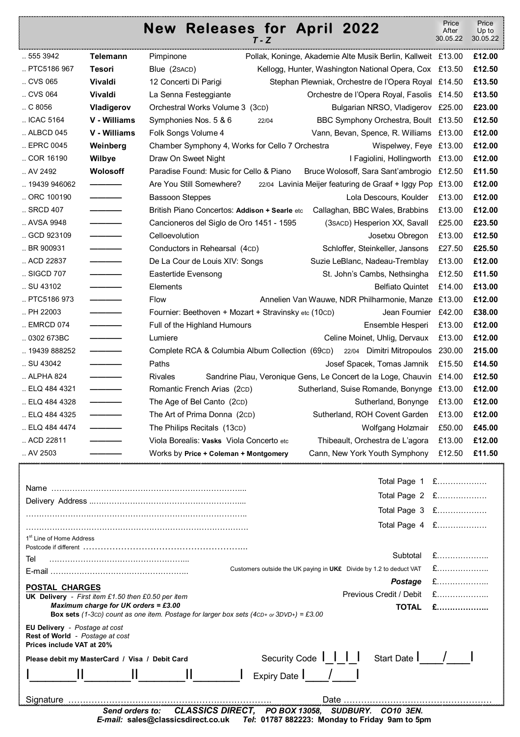# New Releases for April 2022

*T - Z*

| Catalogue | Composer | Title | Artists | Price After 30.05.22 | Price Up to 30.05.22 |
|---|---|---|---|---|---|
| .. 555 3942 | **Telemann** | Pimpinone | Pollak, Koninge, Akademie Alte Musik Berlin, Kallweit | £13.00 | **£12.00** |
| .. PTC5186 967 | **Tesori** | Blue (2SACD) | Kellogg, Hunter, Washington National Opera, Cox | £13.50 | **£12.50** |
| .. CVS 065 | **Vivaldi** | 12 Concerti Di Parigi | Stephan Plewniak, Orchestre de l'Opera Royal | £14.50 | **£13.50** |
| .. CVS 064 | **Vivaldi** | La Senna Festeggiante | Orchestre de l'Opera Royal, Fasolis | £14.50 | **£13.50** |
| .. C 8056 | **Vladigerov** | Orchestral Works Volume 3 (3CD) | Bulgarian NRSO, Vladigerov | £25.00 | **£23.00** |
| .. ICAC 5164 | **V - Williams** | Symphonies Nos. 5 & 6 22/04 | BBC Symphony Orchestra, Boult | £13.50 | **£12.50** |
| .. ALBCD 045 | **V - Williams** | Folk Songs Volume 4 | Vann, Bevan, Spence, R. Williams | £13.00 | **£12.00** |
| .. EPRC 0045 | **Weinberg** | Chamber Symphony 4, Works for Cello 7 Orchestra | Wispelwey, Feye | £13.00 | **£12.00** |
| .. COR 16190 | **Wilbye** | Draw On Sweet Night | I Fagiolini, Hollingworth | £13.00 | **£12.00** |
| .. AV 2492 | **Wolosoff** | Paradise Found: Music for Cello & Piano | Bruce Wolosoff, Sara Sant'ambrogio | £12.50 | **£11.50** |
| .. 19439 946062 | ———— | Are You Still Somewhere? 22/04 | Lavinia Meijer featuring de Graaf + Iggy Pop | £13.00 | **£12.00** |
| .. ORC 100190 | ———— | Bassoon Steppes | Lola Descours, Koulder | £13.00 | **£12.00** |
| .. SRCD 407 | ———— | British Piano Concertos: **Addison + Searle** etc | Callaghan, BBC Wales, Brabbins | £13.00 | **£12.00** |
| .. AVSA 9948 | ———— | Cancioneros del Siglo de Oro 1451 - 1595 | (3SACD) Hesperion XX, Savall | £25.00 | **£23.50** |
| .. GCD 923109 | ———— | Celloevolution | Josetxu Obregon | £13.00 | **£12.50** |
| .. BR 900931 | ———— | Conductors in Rehearsal (4CD) | Schloffer, Steinkeller, Jansons | £27.50 | **£25.50** |
| .. ACD 22837 | ———— | De La Cour de Louis XIV: Songs | Suzie LeBlanc, Nadeau-Tremblay | £13.00 | **£12.00** |
| .. SIGCD 707 | ———— | Eastertide Evensong | St. John's Cambs, Nethsingha | £12.50 | **£11.50** |
| .. SU 43102 | ———— | Elements | Belfiato Quintet | £14.00 | **£13.00** |
| .. PTC5186 973 | ———— | Flow | Annelien Van Wauwe, NDR Philharmonie, Manze | £13.00 | **£12.00** |
| .. PH 22003 | ———— | Fournier: Beethoven + Mozart + Stravinsky etc (10CD) | Jean Fournier | £42.00 | **£38.00** |
| .. EMRCD 074 | ———— | Full of the Highland Humours | Ensemble Hesperi | £13.00 | **£12.00** |
| .. 0302 673BC | ———— | Lumiere | Celine Moinet, Uhlig, Dervaux | £13.00 | **£12.00** |
| .. 19439 888252 | ———— | Complete RCA & Columbia Album Collection (69CD) 22/04 | Dimitri Mitropoulos | 230.00 | **215.00** |
| .. SU 43042 | ———— | Paths | Josef Spacek, Tomas Jamnik | £15.50 | **£14.50** |
| .. ALPHA 824 | ———— | Rivales | Sandrine Piau, Veronique Gens, Le Concert de la Loge, Chauvin | £14.00 | **£12.50** |
| .. ELQ 484 4321 | ———— | Romantic French Arias (2CD) | Sutherland, Suise Romande, Bonynge | £13.00 | **£12.00** |
| .. ELQ 484 4328 | ———— | The Age of Bel Canto (2CD) | Sutherland, Bonynge | £13.00 | **£12.00** |
| .. ELQ 484 4325 | ———— | The Art of Prima Donna (2CD) | Sutherland, ROH Covent Garden | £13.00 | **£12.00** |
| .. ELQ 484 4474 | ———— | The Philips Recitals (13CD) | Wolfgang Holzmair | £50.00 | **£45.00** |
| .. ACD 22811 | ———— | Viola Borealis: **Vasks** Viola Concerto etc | Thibeault, Orchestra de L'agora | £13.00 | **£12.00** |
| .. AV 2503 | ———— | Works by **Price + Coleman + Montgomery** | Cann, New York Youth Symphony | £12.50 | **£11.50** |

Name ……………………………………………………………………...

Delivery Address ..……………………………………………………...

………………………………………………………………………………..

………………………………………………………………………………

1st Line of Home Address

Postcode if different ………………………………………………………..

Tel ………………………………………………...

E-mail ……………………………………………...

Total Page 1 £………………

Total Page 2 £………………

Total Page 3 £………………

Total Page 4 £………………

Subtotal £………………..

Customers outside the UK paying in **UK£** Divide by 1.2 to deduct VAT £………………..

***Postage*** £………………..

Previous Credit / Debit £………………..

**TOTAL £………………..**

**POSTAL CHARGES**

**UK Delivery** - *First item £1.50 then £0.50 per item*

***Maximum charge for UK orders = £3.00***

**Box sets** *(1-3CD) count as one item. Postage for larger box sets (4CD+ or 3DVD+) = £3.00*

**EU Delivery** - *Postage at cost*

**Rest of World** - *Postage at cost*

**Prices include VAT at 20%**

**Please debit my MasterCard / Visa / Debit Card**

Security Code |_|_|_| Start Date |____/____|

|________||________||________||________| Expiry Date |____/____|

Signature ……………………………………………………………… Date ……………………………………………

***Send orders to: CLASSICS DIRECT, PO BOX 13058, SUDBURY. CO10 3EN.***

***E-mail:* sales@classicsdirect.co.uk *Tel*: 01787 882223: Monday to Friday 9am to 5pm**